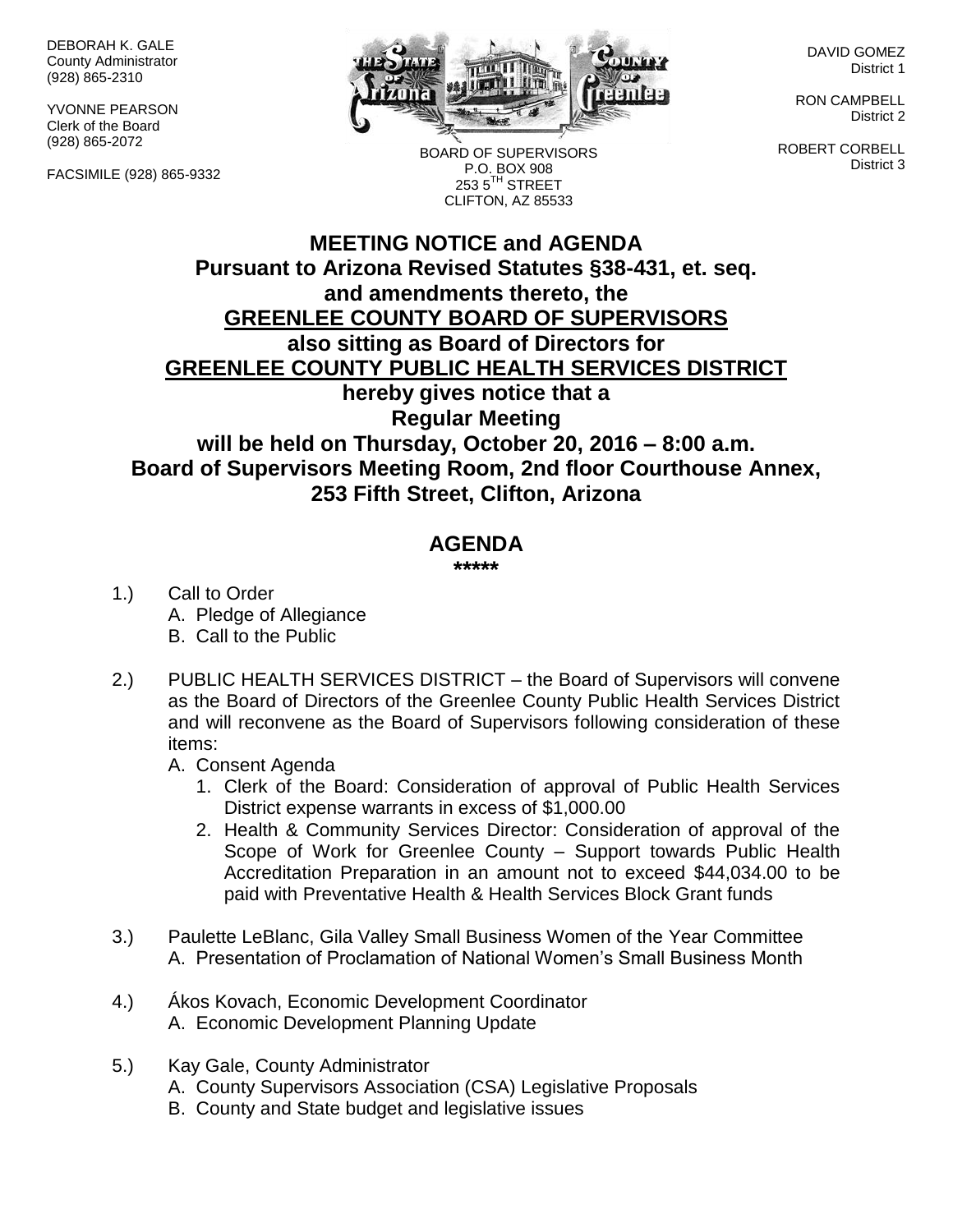DEBORAH K. GALE
County Administrator
(928) 865-2310

YVONNE PEARSON
Clerk of the Board
(928) 865-2072

FACSIMILE (928) 865-9332

BOARD OF SUPERVISORS
P.O. BOX 908
253 5TH STREET
CLIFTON, AZ 85533

DAVID GOMEZ
District 1

RON CAMPBELL
District 2

ROBERT CORBELL
District 3

# MEETING NOTICE and AGENDA
## Pursuant to Arizona Revised Statutes §38-431, et. seq. and amendments thereto, the GREENLEE COUNTY BOARD OF SUPERVISORS also sitting as Board of Directors for GREENLEE COUNTY PUBLIC HEALTH SERVICES DISTRICT hereby gives notice that a Regular Meeting will be held on Thursday, October 20, 2016 – 8:00 a.m. Board of Supervisors Meeting Room, 2nd floor Courthouse Annex, 253 Fifth Street, Clifton, Arizona

## AGENDA
*****

1.) Call to Order
   A. Pledge of Allegiance
   B. Call to the Public

2.) PUBLIC HEALTH SERVICES DISTRICT – the Board of Supervisors will convene as the Board of Directors of the Greenlee County Public Health Services District and will reconvene as the Board of Supervisors following consideration of these items:
   A. Consent Agenda
      1. Clerk of the Board: Consideration of approval of Public Health Services District expense warrants in excess of $1,000.00
      2. Health & Community Services Director: Consideration of approval of the Scope of Work for Greenlee County – Support towards Public Health Accreditation Preparation in an amount not to exceed $44,034.00 to be paid with Preventative Health & Health Services Block Grant funds

3.) Paulette LeBlanc, Gila Valley Small Business Women of the Year Committee
   A. Presentation of Proclamation of National Women's Small Business Month

4.) Ákos Kovach, Economic Development Coordinator
   A. Economic Development Planning Update

5.) Kay Gale, County Administrator
   A. County Supervisors Association (CSA) Legislative Proposals
   B. County and State budget and legislative issues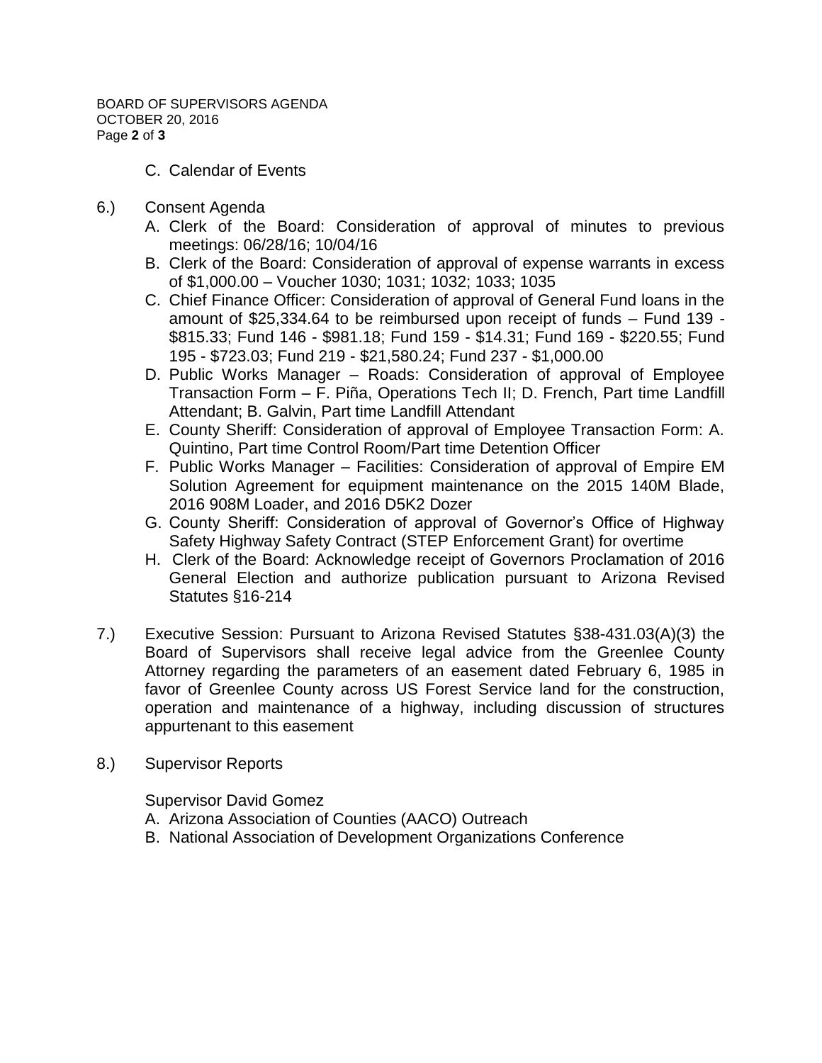C. Calendar of Events

6.) Consent Agenda

A. Clerk of the Board: Consideration of approval of minutes to previous meetings: 06/28/16; 10/04/16

B. Clerk of the Board: Consideration of approval of expense warrants in excess of $1,000.00 – Voucher 1030; 1031; 1032; 1033; 1035

C. Chief Finance Officer: Consideration of approval of General Fund loans in the amount of $25,334.64 to be reimbursed upon receipt of funds – Fund 139 - $815.33; Fund 146 - $981.18; Fund 159 - $14.31; Fund 169 - $220.55; Fund 195 - $723.03; Fund 219 - $21,580.24; Fund 237 - $1,000.00

D. Public Works Manager – Roads: Consideration of approval of Employee Transaction Form – F. Piña, Operations Tech II; D. French, Part time Landfill Attendant; B. Galvin, Part time Landfill Attendant

E. County Sheriff: Consideration of approval of Employee Transaction Form: A. Quintino, Part time Control Room/Part time Detention Officer

F. Public Works Manager – Facilities: Consideration of approval of Empire EM Solution Agreement for equipment maintenance on the 2015 140M Blade, 2016 908M Loader, and 2016 D5K2 Dozer

G. County Sheriff: Consideration of approval of Governor's Office of Highway Safety Highway Safety Contract (STEP Enforcement Grant) for overtime

H. Clerk of the Board: Acknowledge receipt of Governors Proclamation of 2016 General Election and authorize publication pursuant to Arizona Revised Statutes §16-214

7.) Executive Session: Pursuant to Arizona Revised Statutes §38-431.03(A)(3) the Board of Supervisors shall receive legal advice from the Greenlee County Attorney regarding the parameters of an easement dated February 6, 1985 in favor of Greenlee County across US Forest Service land for the construction, operation and maintenance of a highway, including discussion of structures appurtenant to this easement

8.) Supervisor Reports

Supervisor David Gomez

A. Arizona Association of Counties (AACO) Outreach

B. National Association of Development Organizations Conference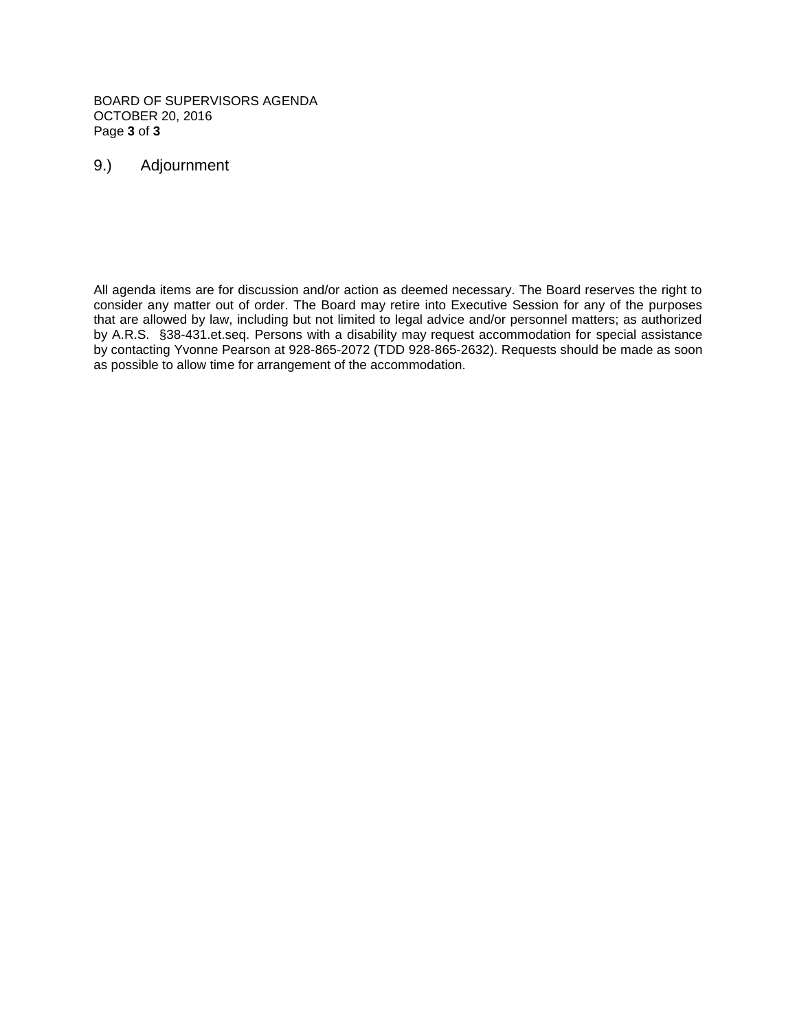9.) Adjournment

All agenda items are for discussion and/or action as deemed necessary. The Board reserves the right to consider any matter out of order. The Board may retire into Executive Session for any of the purposes that are allowed by law, including but not limited to legal advice and/or personnel matters; as authorized by A.R.S. §38-431.et.seq. Persons with a disability may request accommodation for special assistance by contacting Yvonne Pearson at 928-865-2072 (TDD 928-865-2632). Requests should be made as soon as possible to allow time for arrangement of the accommodation.